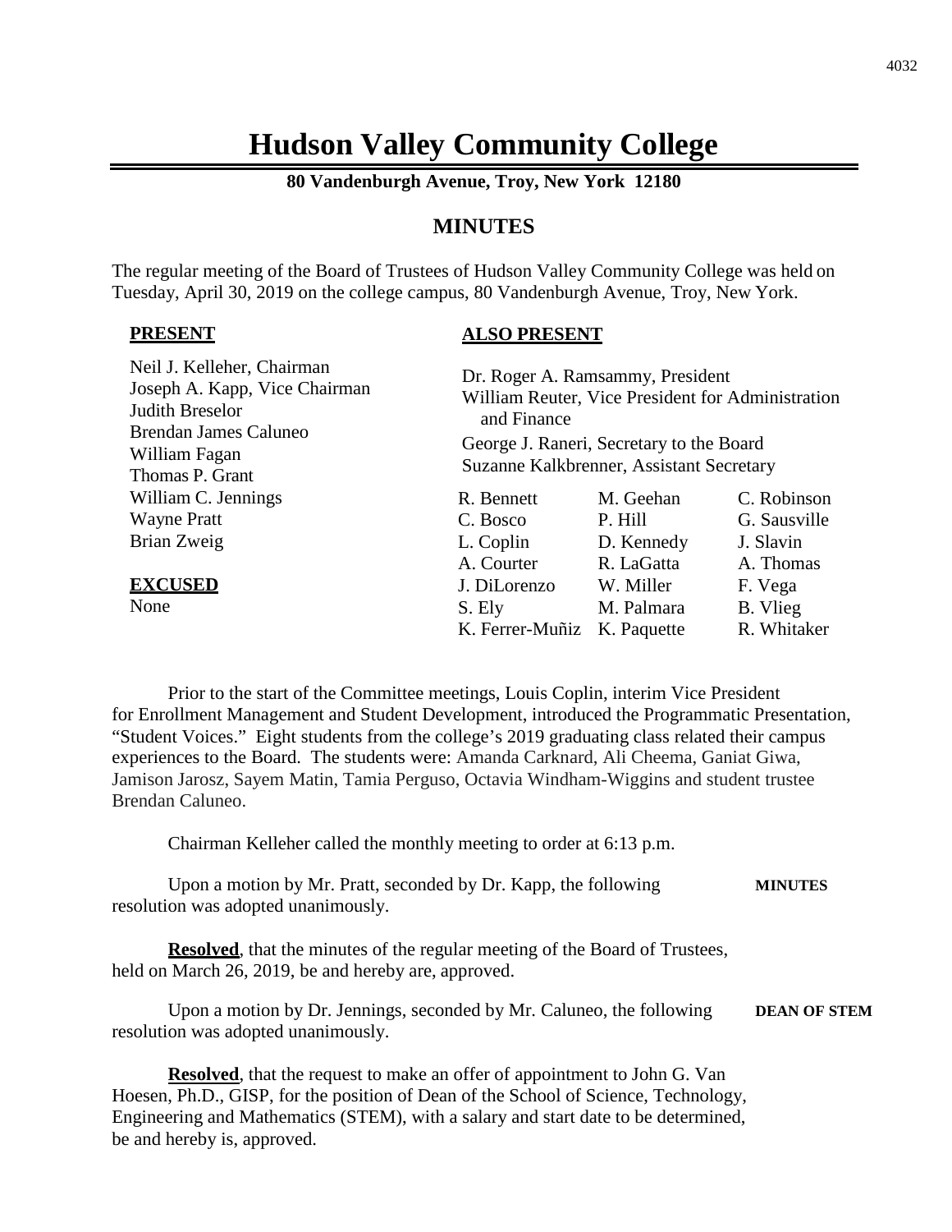# Hudson Valley Community College

**80 Vandenburgh Avenue, Troy, New York 12180**

## MINUTES

The regular meeting of the Board of Trustees of Hudson Valley Community College was held on Tuesday, April 30, 2019 on the college campus, 80 Vandenburgh Avenue, Troy, New York.

**PRESENT**

Neil J. Kelleher, Chairman
Joseph A. Kapp, Vice Chairman
Judith Breselor
Brendan James Caluneo
William Fagan
Thomas P. Grant
William C. Jennings
Wayne Pratt
Brian Zweig

**EXCUSED**

None

**ALSO PRESENT**

Dr. Roger A. Ramsammy, President
William Reuter, Vice President for Administration and Finance
George J. Raneri, Secretary to the Board
Suzanne Kalkbrenner, Assistant Secretary

| | | |
|---|---|---|
| R. Bennett | M. Geehan | C. Robinson |
| C. Bosco | P. Hill | G. Sausville |
| L. Coplin | D. Kennedy | J. Slavin |
| A. Courter | R. LaGatta | A. Thomas |
| J. DiLorenzo | W. Miller | F. Vega |
| S. Ely | M. Palmara | B. Vlieg |
| K. Ferrer-Muñiz | K. Paquette | R. Whitaker |

Prior to the start of the Committee meetings, Louis Coplin, interim Vice President for Enrollment Management and Student Development, introduced the Programmatic Presentation, "Student Voices." Eight students from the college's 2019 graduating class related their campus experiences to the Board. The students were: Amanda Carknard, Ali Cheema, Ganiat Giwa, Jamison Jarosz, Sayem Matin, Tamia Perguso, Octavia Windham-Wiggins and student trustee Brendan Caluneo.

Chairman Kelleher called the monthly meeting to order at 6:13 p.m.

**MINUTES**

Upon a motion by Mr. Pratt, seconded by Dr. Kapp, the following resolution was adopted unanimously.

**Resolved**, that the minutes of the regular meeting of the Board of Trustees, held on March 26, 2019, be and hereby are, approved.

**DEAN OF STEM**

Upon a motion by Dr. Jennings, seconded by Mr. Caluneo, the following resolution was adopted unanimously.

**Resolved**, that the request to make an offer of appointment to John G. Van Hoesen, Ph.D., GISP, for the position of Dean of the School of Science, Technology, Engineering and Mathematics (STEM), with a salary and start date to be determined, be and hereby is, approved.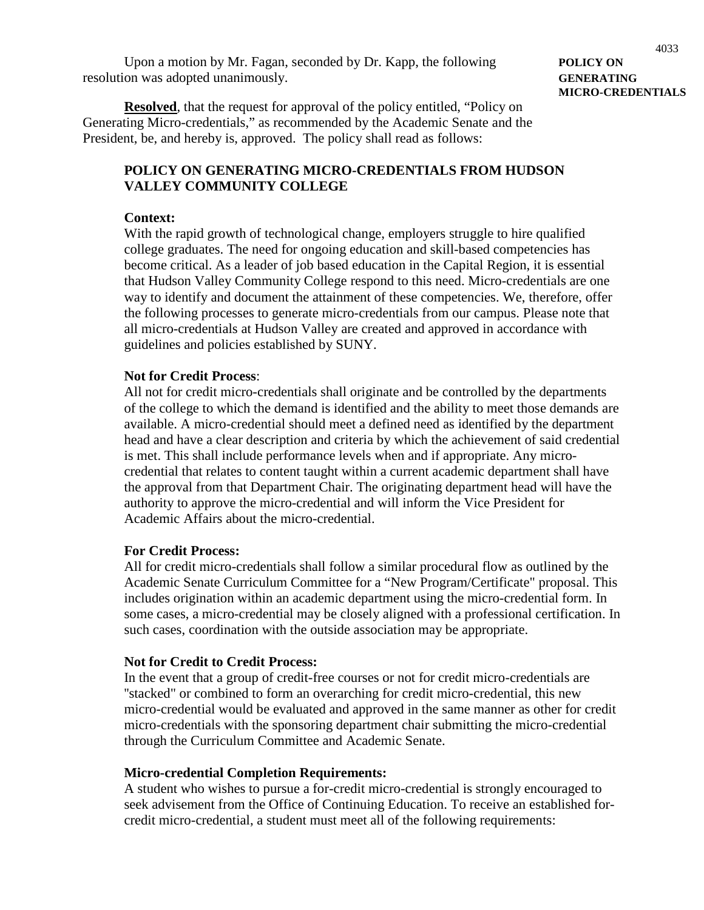Upon a motion by Mr. Fagan, seconded by Dr. Kapp, the following resolution was adopted unanimously.

**POLICY ON GENERATING MICRO-CREDENTIALS**

**Resolved**, that the request for approval of the policy entitled, "Policy on Generating Micro-credentials," as recommended by the Academic Senate and the President, be, and hereby is, approved. The policy shall read as follows:

**POLICY ON GENERATING MICRO-CREDENTIALS FROM HUDSON VALLEY COMMUNITY COLLEGE**

**Context:**
With the rapid growth of technological change, employers struggle to hire qualified college graduates. The need for ongoing education and skill-based competencies has become critical. As a leader of job based education in the Capital Region, it is essential that Hudson Valley Community College respond to this need. Micro-credentials are one way to identify and document the attainment of these competencies. We, therefore, offer the following processes to generate micro-credentials from our campus. Please note that all micro-credentials at Hudson Valley are created and approved in accordance with guidelines and policies established by SUNY.

**Not for Credit Process**:
All not for credit micro-credentials shall originate and be controlled by the departments of the college to which the demand is identified and the ability to meet those demands are available. A micro-credential should meet a defined need as identified by the department head and have a clear description and criteria by which the achievement of said credential is met. This shall include performance levels when and if appropriate. Any micro-credential that relates to content taught within a current academic department shall have the approval from that Department Chair. The originating department head will have the authority to approve the micro-credential and will inform the Vice President for Academic Affairs about the micro-credential.

**For Credit Process:**
All for credit micro-credentials shall follow a similar procedural flow as outlined by the Academic Senate Curriculum Committee for a "New Program/Certificate" proposal. This includes origination within an academic department using the micro-credential form. In some cases, a micro-credential may be closely aligned with a professional certification. In such cases, coordination with the outside association may be appropriate.

**Not for Credit to Credit Process:**
In the event that a group of credit-free courses or not for credit micro-credentials are "stacked" or combined to form an overarching for credit micro-credential, this new micro-credential would be evaluated and approved in the same manner as other for credit micro-credentials with the sponsoring department chair submitting the micro-credential through the Curriculum Committee and Academic Senate.

**Micro-credential Completion Requirements:**
A student who wishes to pursue a for-credit micro-credential is strongly encouraged to seek advisement from the Office of Continuing Education. To receive an established for-credit micro-credential, a student must meet all of the following requirements: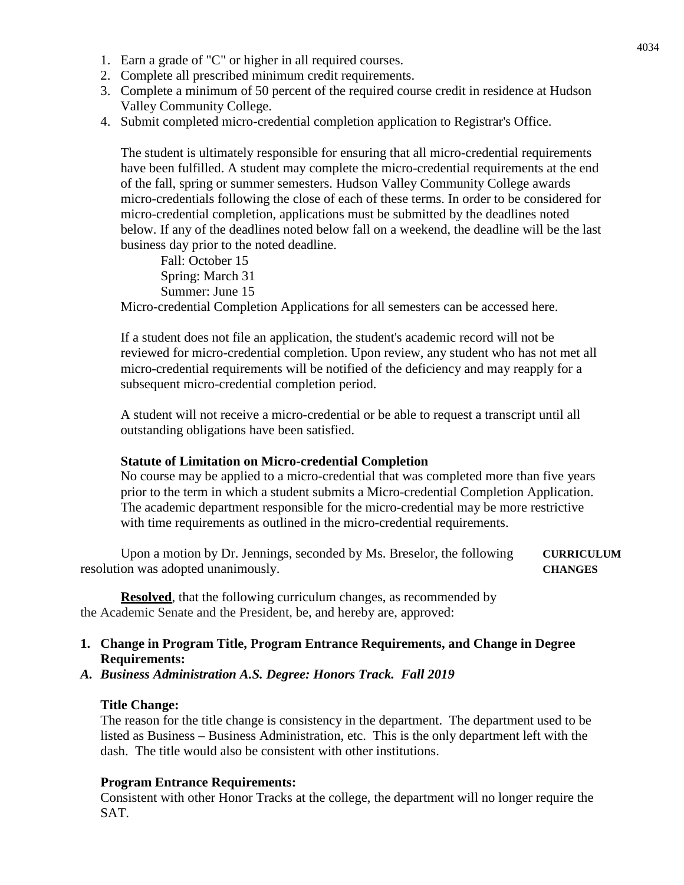1. Earn a grade of "C" or higher in all required courses.
2. Complete all prescribed minimum credit requirements.
3. Complete a minimum of 50 percent of the required course credit in residence at Hudson Valley Community College.
4. Submit completed micro-credential completion application to Registrar's Office.

The student is ultimately responsible for ensuring that all micro-credential requirements have been fulfilled. A student may complete the micro-credential requirements at the end of the fall, spring or summer semesters. Hudson Valley Community College awards micro-credentials following the close of each of these terms. In order to be considered for micro-credential completion, applications must be submitted by the deadlines noted below. If any of the deadlines noted below fall on a weekend, the deadline will be the last business day prior to the noted deadline.

Fall: October 15
Spring: March 31
Summer: June 15

Micro-credential Completion Applications for all semesters can be accessed here.

If a student does not file an application, the student's academic record will not be reviewed for micro-credential completion. Upon review, any student who has not met all micro-credential requirements will be notified of the deficiency and may reapply for a subsequent micro-credential completion period.

A student will not receive a micro-credential or be able to request a transcript until all outstanding obligations have been satisfied.

**Statute of Limitation on Micro-credential Completion**

No course may be applied to a micro-credential that was completed more than five years prior to the term in which a student submits a Micro-credential Completion Application. The academic department responsible for the micro-credential may be more restrictive with time requirements as outlined in the micro-credential requirements.

**CURRICULUM CHANGES**

Upon a motion by Dr. Jennings, seconded by Ms. Breselor, the following resolution was adopted unanimously.

**Resolved**, that the following curriculum changes, as recommended by the Academic Senate and the President, be, and hereby are, approved:

**1. Change in Program Title, Program Entrance Requirements, and Change in Degree Requirements:**

***A. Business Administration A.S. Degree: Honors Track. Fall 2019***

**Title Change:**

The reason for the title change is consistency in the department. The department used to be listed as Business – Business Administration, etc. This is the only department left with the dash. The title would also be consistent with other institutions.

**Program Entrance Requirements:**

Consistent with other Honor Tracks at the college, the department will no longer require the SAT.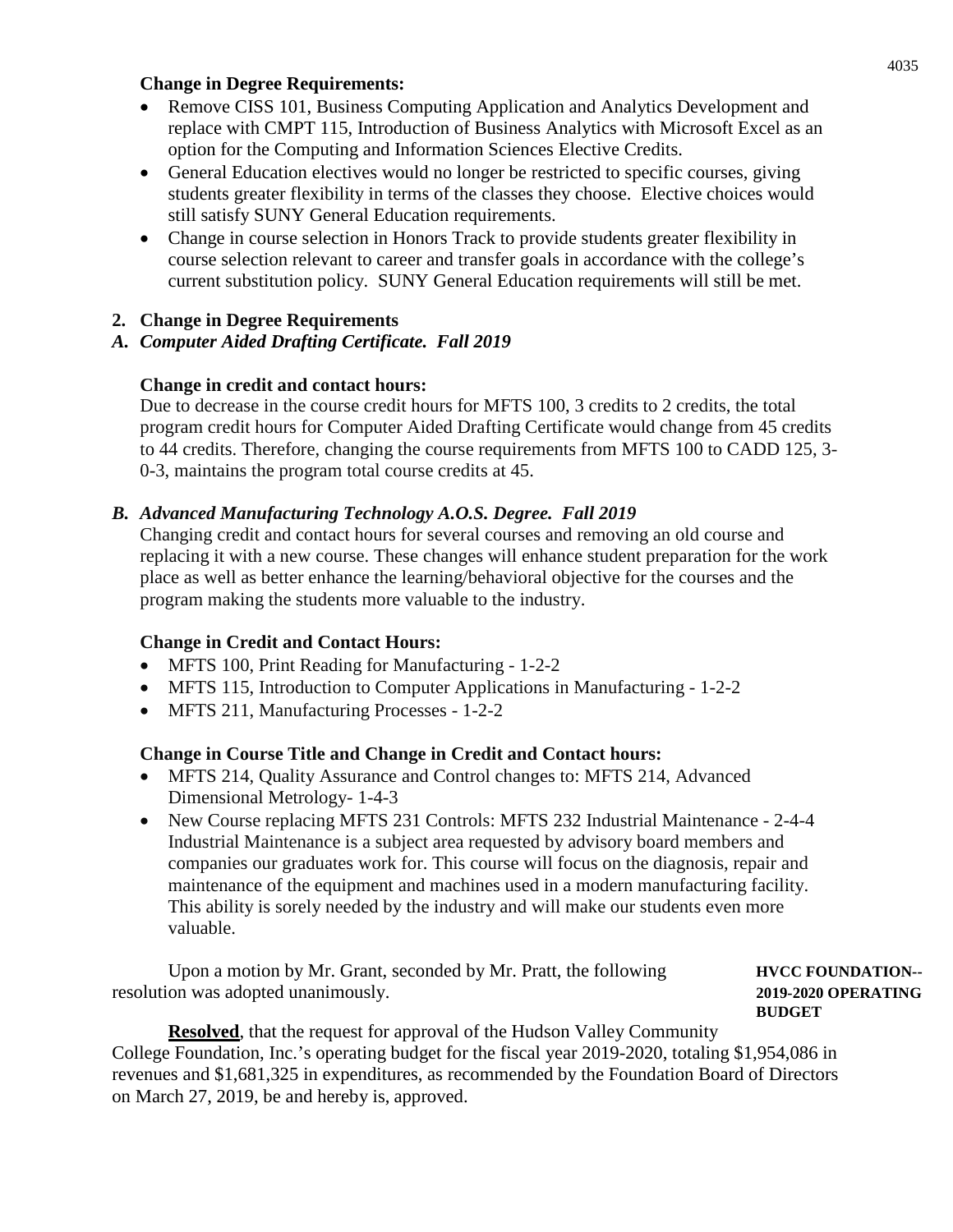**Change in Degree Requirements:**

- Remove CISS 101, Business Computing Application and Analytics Development and replace with CMPT 115, Introduction of Business Analytics with Microsoft Excel as an option for the Computing and Information Sciences Elective Credits.
- General Education electives would no longer be restricted to specific courses, giving students greater flexibility in terms of the classes they choose. Elective choices would still satisfy SUNY General Education requirements.
- Change in course selection in Honors Track to provide students greater flexibility in course selection relevant to career and transfer goals in accordance with the college's current substitution policy. SUNY General Education requirements will still be met.

**2. Change in Degree Requirements**

***A. Computer Aided Drafting Certificate. Fall 2019***

**Change in credit and contact hours:**

Due to decrease in the course credit hours for MFTS 100, 3 credits to 2 credits, the total program credit hours for Computer Aided Drafting Certificate would change from 45 credits to 44 credits. Therefore, changing the course requirements from MFTS 100 to CADD 125, 3-0-3, maintains the program total course credits at 45.

***B. Advanced Manufacturing Technology A.O.S. Degree. Fall 2019***

Changing credit and contact hours for several courses and removing an old course and replacing it with a new course. These changes will enhance student preparation for the work place as well as better enhance the learning/behavioral objective for the courses and the program making the students more valuable to the industry.

**Change in Credit and Contact Hours:**

- MFTS 100, Print Reading for Manufacturing - 1-2-2
- MFTS 115, Introduction to Computer Applications in Manufacturing - 1-2-2
- MFTS 211, Manufacturing Processes - 1-2-2

**Change in Course Title and Change in Credit and Contact hours:**

- MFTS 214, Quality Assurance and Control changes to: MFTS 214, Advanced Dimensional Metrology- 1-4-3
- New Course replacing MFTS 231 Controls: MFTS 232 Industrial Maintenance - 2-4-4 Industrial Maintenance is a subject area requested by advisory board members and companies our graduates work for. This course will focus on the diagnosis, repair and maintenance of the equipment and machines used in a modern manufacturing facility. This ability is sorely needed by the industry and will make our students even more valuable.

**HVCC FOUNDATION--2019-2020 OPERATING BUDGET**

Upon a motion by Mr. Grant, seconded by Mr. Pratt, the following resolution was adopted unanimously.

**Resolved**, that the request for approval of the Hudson Valley Community College Foundation, Inc.'s operating budget for the fiscal year 2019-2020, totaling $1,954,086 in revenues and $1,681,325 in expenditures, as recommended by the Foundation Board of Directors on March 27, 2019, be and hereby is, approved.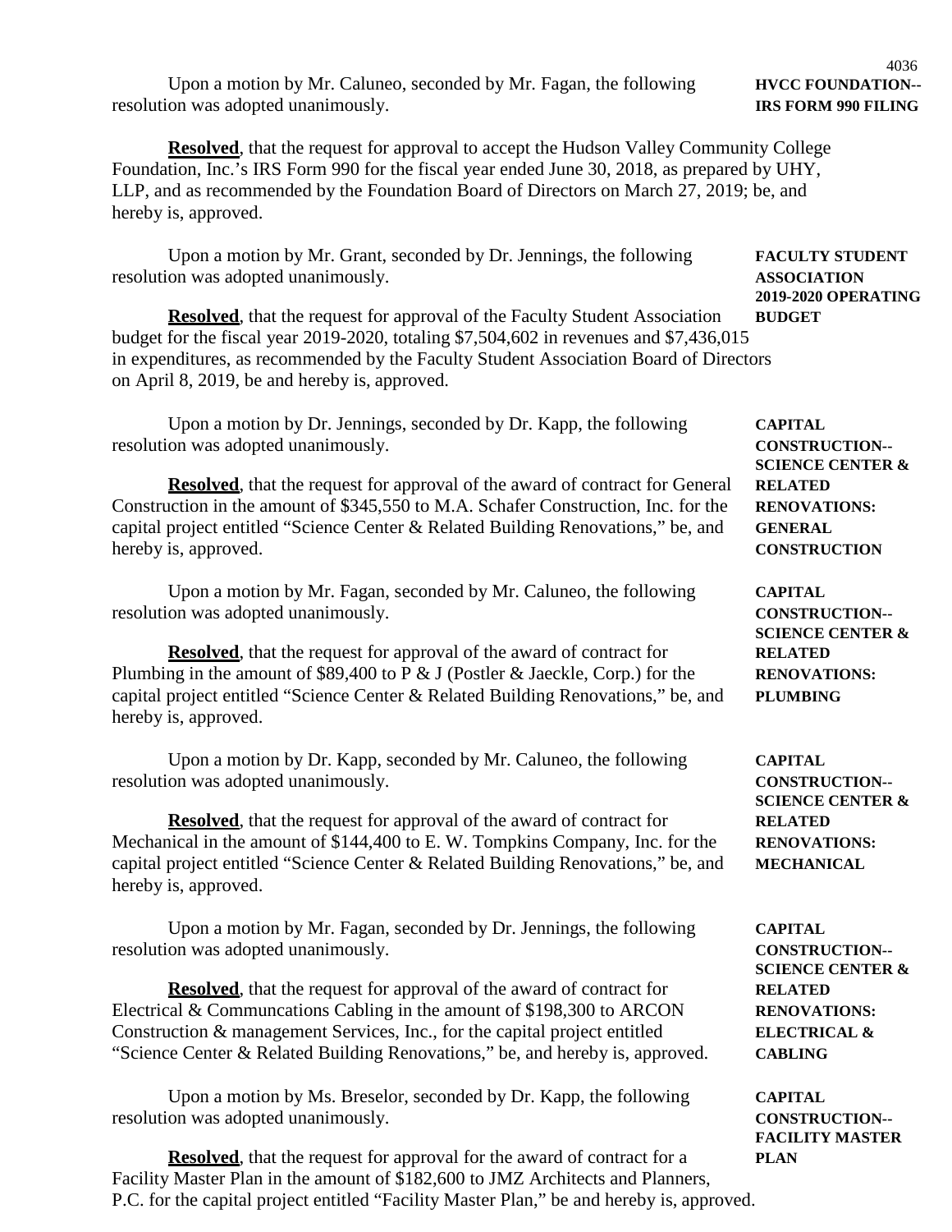Upon a motion by Mr. Caluneo, seconded by Mr. Fagan, the following resolution was adopted unanimously.

**HVCC FOUNDATION--IRS FORM 990 FILING**

**Resolved**, that the request for approval to accept the Hudson Valley Community College Foundation, Inc.'s IRS Form 990 for the fiscal year ended June 30, 2018, as prepared by UHY, LLP, and as recommended by the Foundation Board of Directors on March 27, 2019; be, and hereby is, approved.

Upon a motion by Mr. Grant, seconded by Dr. Jennings, the following resolution was adopted unanimously.

**FACULTY STUDENT ASSOCIATION 2019-2020 OPERATING BUDGET**

**Resolved**, that the request for approval of the Faculty Student Association budget for the fiscal year 2019-2020, totaling $7,504,602 in revenues and $7,436,015 in expenditures, as recommended by the Faculty Student Association Board of Directors on April 8, 2019, be and hereby is, approved.

Upon a motion by Dr. Jennings, seconded by Dr. Kapp, the following resolution was adopted unanimously.

**CAPITAL CONSTRUCTION--SCIENCE CENTER & RELATED RENOVATIONS: GENERAL CONSTRUCTION**

**Resolved**, that the request for approval of the award of contract for General Construction in the amount of $345,550 to M.A. Schafer Construction, Inc. for the capital project entitled "Science Center & Related Building Renovations," be, and hereby is, approved.

Upon a motion by Mr. Fagan, seconded by Mr. Caluneo, the following resolution was adopted unanimously.

**CAPITAL CONSTRUCTION--SCIENCE CENTER & RELATED RENOVATIONS: PLUMBING**

**Resolved**, that the request for approval of the award of contract for Plumbing in the amount of $89,400 to P & J (Postler & Jaeckle, Corp.) for the capital project entitled "Science Center & Related Building Renovations," be, and hereby is, approved.

Upon a motion by Dr. Kapp, seconded by Mr. Caluneo, the following resolution was adopted unanimously.

**CAPITAL CONSTRUCTION--SCIENCE CENTER & RELATED RENOVATIONS: MECHANICAL**

**Resolved**, that the request for approval of the award of contract for Mechanical in the amount of $144,400 to E. W. Tompkins Company, Inc. for the capital project entitled "Science Center & Related Building Renovations," be, and hereby is, approved.

Upon a motion by Mr. Fagan, seconded by Dr. Jennings, the following resolution was adopted unanimously.

**CAPITAL CONSTRUCTION--SCIENCE CENTER & RELATED RENOVATIONS: ELECTRICAL & CABLING**

**Resolved**, that the request for approval of the award of contract for Electrical & Communcations Cabling in the amount of $198,300 to ARCON Construction & management Services, Inc., for the capital project entitled "Science Center & Related Building Renovations," be, and hereby is, approved.

Upon a motion by Ms. Breselor, seconded by Dr. Kapp, the following resolution was adopted unanimously.

**CAPITAL CONSTRUCTION--FACILITY MASTER PLAN**

**Resolved**, that the request for approval for the award of contract for a Facility Master Plan in the amount of $182,600 to JMZ Architects and Planners, P.C. for the capital project entitled "Facility Master Plan," be and hereby is, approved.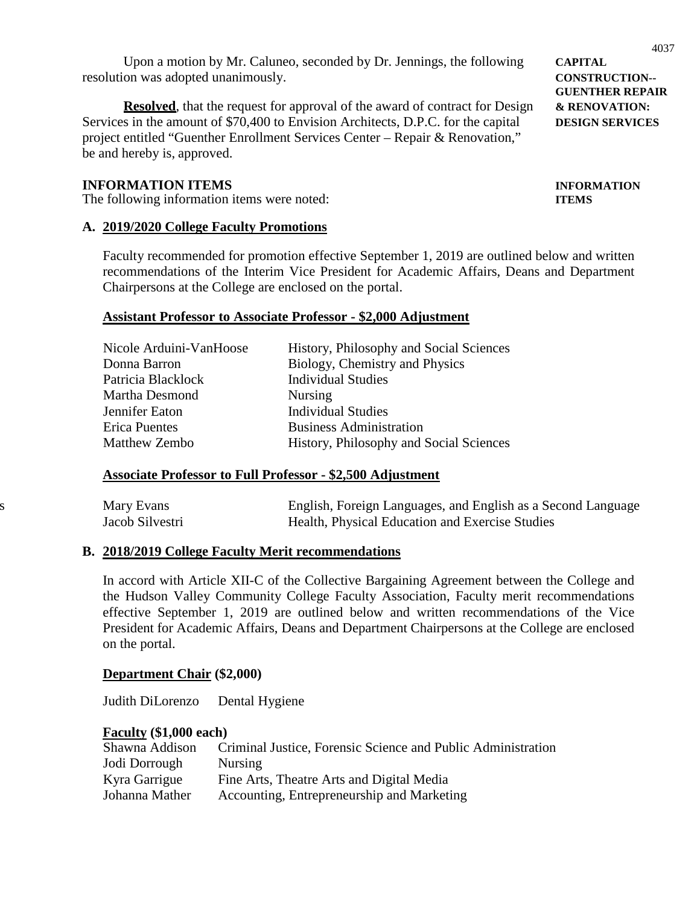**CAPITAL CONSTRUCTION--GUENTHER REPAIR & RENOVATION: DESIGN SERVICES**

Upon a motion by Mr. Caluneo, seconded by Dr. Jennings, the following resolution was adopted unanimously.

**Resolved**, that the request for approval of the award of contract for Design Services in the amount of $70,400 to Envision Architects, D.P.C. for the capital project entitled "Guenther Enrollment Services Center – Repair & Renovation," be and hereby is, approved.

**INFORMATION ITEMS**

## INFORMATION ITEMS

The following information items were noted:

### A. 2019/2020 College Faculty Promotions

Faculty recommended for promotion effective September 1, 2019 are outlined below and written recommendations of the Interim Vice President for Academic Affairs, Deans and Department Chairpersons at the College are enclosed on the portal.

**Assistant Professor to Associate Professor - $2,000 Adjustment**

| | |
|---|---|
| Nicole Arduini-VanHoose | History, Philosophy and Social Sciences |
| Donna Barron | Biology, Chemistry and Physics |
| Patricia Blacklock | Individual Studies |
| Martha Desmond | Nursing |
| Jennifer Eaton | Individual Studies |
| Erica Puentes | Business Administration |
| Matthew Zembo | History, Philosophy and Social Sciences |

**Associate Professor to Full Professor - $2,500 Adjustment**

| | |
|---|---|
| Mary Evans | English, Foreign Languages, and English as a Second Language |
| Jacob Silvestri | Health, Physical Education and Exercise Studies |

### B. 2018/2019 College Faculty Merit recommendations

In accord with Article XII-C of the Collective Bargaining Agreement between the College and the Hudson Valley Community College Faculty Association, Faculty merit recommendations effective September 1, 2019 are outlined below and written recommendations of the Vice President for Academic Affairs, Deans and Department Chairpersons at the College are enclosed on the portal.

**Department Chair ($2,000)**

Judith DiLorenzo Dental Hygiene

**Faculty ($1,000 each)**

| | |
|---|---|
| Shawna Addison | Criminal Justice, Forensic Science and Public Administration |
| Jodi Dorrough | Nursing |
| Kyra Garrigue | Fine Arts, Theatre Arts and Digital Media |
| Johanna Mather | Accounting, Entrepreneurship and Marketing |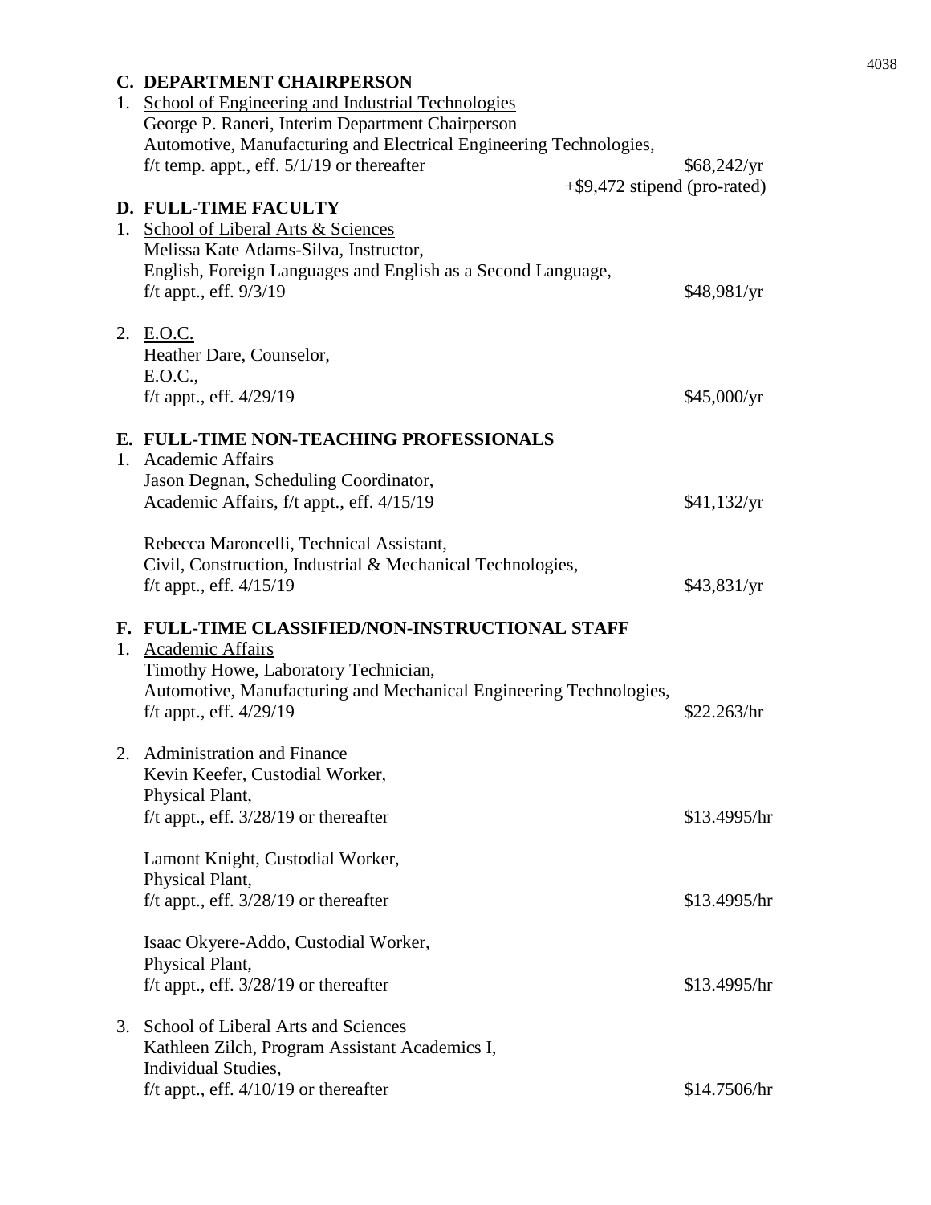## C. DEPARTMENT CHAIRPERSON

1. School of Engineering and Industrial Technologies
   George P. Raneri, Interim Department Chairperson
   Automotive, Manufacturing and Electrical Engineering Technologies,
   f/t temp. appt., eff. 5/1/19 or thereafter — $68,242/yr
   +$9,472 stipend (pro-rated)

## D. FULL-TIME FACULTY

1. School of Liberal Arts & Sciences
   Melissa Kate Adams-Silva, Instructor,
   English, Foreign Languages and English as a Second Language,
   f/t appt., eff. 9/3/19 — $48,981/yr

2. E.O.C.
   Heather Dare, Counselor,
   E.O.C.,
   f/t appt., eff. 4/29/19 — $45,000/yr

## E. FULL-TIME NON-TEACHING PROFESSIONALS

1. Academic Affairs
   Jason Degnan, Scheduling Coordinator,
   Academic Affairs, f/t appt., eff. 4/15/19 — $41,132/yr

   Rebecca Maroncelli, Technical Assistant,
   Civil, Construction, Industrial & Mechanical Technologies,
   f/t appt., eff. 4/15/19 — $43,831/yr

## F. FULL-TIME CLASSIFIED/NON-INSTRUCTIONAL STAFF

1. Academic Affairs
   Timothy Howe, Laboratory Technician,
   Automotive, Manufacturing and Mechanical Engineering Technologies,
   f/t appt., eff. 4/29/19 — $22.263/hr

2. Administration and Finance
   Kevin Keefer, Custodial Worker,
   Physical Plant,
   f/t appt., eff. 3/28/19 or thereafter — $13.4995/hr

   Lamont Knight, Custodial Worker,
   Physical Plant,
   f/t appt., eff. 3/28/19 or thereafter — $13.4995/hr

   Isaac Okyere-Addo, Custodial Worker,
   Physical Plant,
   f/t appt., eff. 3/28/19 or thereafter — $13.4995/hr

3. School of Liberal Arts and Sciences
   Kathleen Zilch, Program Assistant Academics I,
   Individual Studies,
   f/t appt., eff. 4/10/19 or thereafter — $14.7506/hr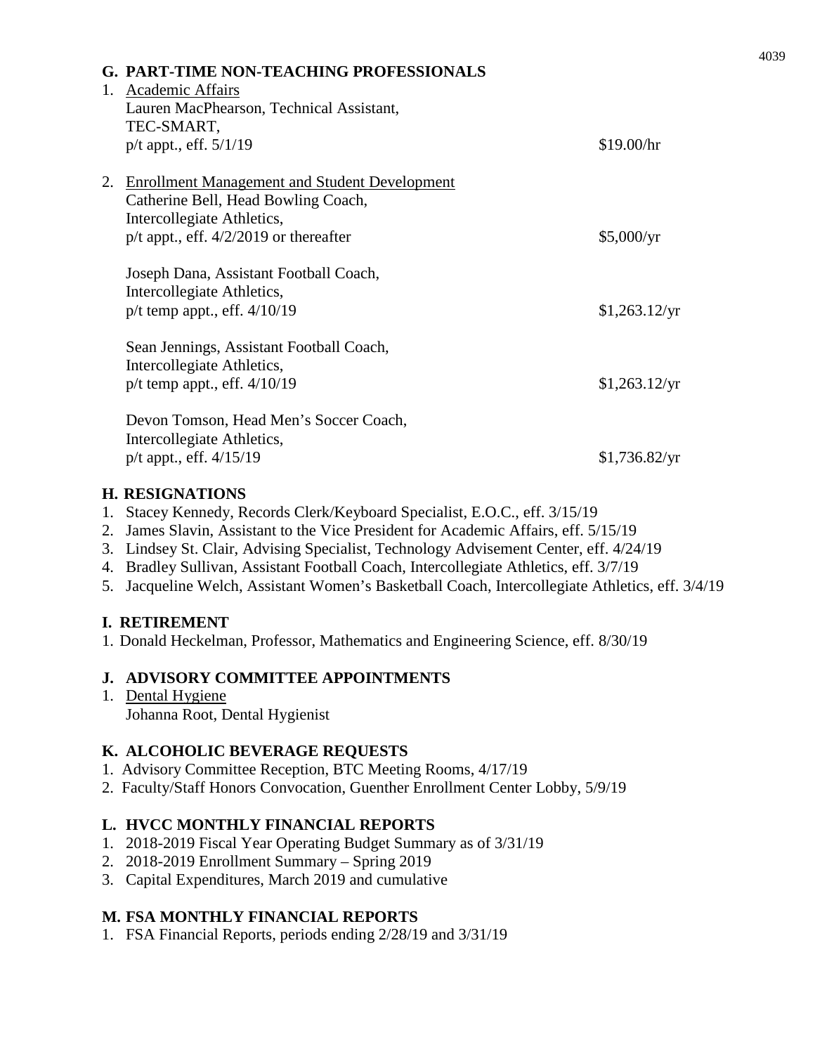## G. PART-TIME NON-TEACHING PROFESSIONALS

1. Academic Affairs
   Lauren MacPhearson, Technical Assistant,
   TEC-SMART,
   p/t appt., eff. 5/1/19 — $19.00/hr

2. Enrollment Management and Student Development
   Catherine Bell, Head Bowling Coach,
   Intercollegiate Athletics,
   p/t appt., eff. 4/2/2019 or thereafter — $5,000/yr

   Joseph Dana, Assistant Football Coach,
   Intercollegiate Athletics,
   p/t temp appt., eff. 4/10/19 — $1,263.12/yr

   Sean Jennings, Assistant Football Coach,
   Intercollegiate Athletics,
   p/t temp appt., eff. 4/10/19 — $1,263.12/yr

   Devon Tomson, Head Men's Soccer Coach,
   Intercollegiate Athletics,
   p/t appt., eff. 4/15/19 — $1,736.82/yr

## H. RESIGNATIONS

1. Stacey Kennedy, Records Clerk/Keyboard Specialist, E.O.C., eff. 3/15/19
2. James Slavin, Assistant to the Vice President for Academic Affairs, eff. 5/15/19
3. Lindsey St. Clair, Advising Specialist, Technology Advisement Center, eff. 4/24/19
4. Bradley Sullivan, Assistant Football Coach, Intercollegiate Athletics, eff. 3/7/19
5. Jacqueline Welch, Assistant Women's Basketball Coach, Intercollegiate Athletics, eff. 3/4/19

## I. RETIREMENT

1. Donald Heckelman, Professor, Mathematics and Engineering Science, eff. 8/30/19

## J. ADVISORY COMMITTEE APPOINTMENTS

1. Dental Hygiene
   Johanna Root, Dental Hygienist

## K. ALCOHOLIC BEVERAGE REQUESTS

1. Advisory Committee Reception, BTC Meeting Rooms, 4/17/19
2. Faculty/Staff Honors Convocation, Guenther Enrollment Center Lobby, 5/9/19

## L. HVCC MONTHLY FINANCIAL REPORTS

1. 2018-2019 Fiscal Year Operating Budget Summary as of 3/31/19
2. 2018-2019 Enrollment Summary – Spring 2019
3. Capital Expenditures, March 2019 and cumulative

## M. FSA MONTHLY FINANCIAL REPORTS

1. FSA Financial Reports, periods ending 2/28/19 and 3/31/19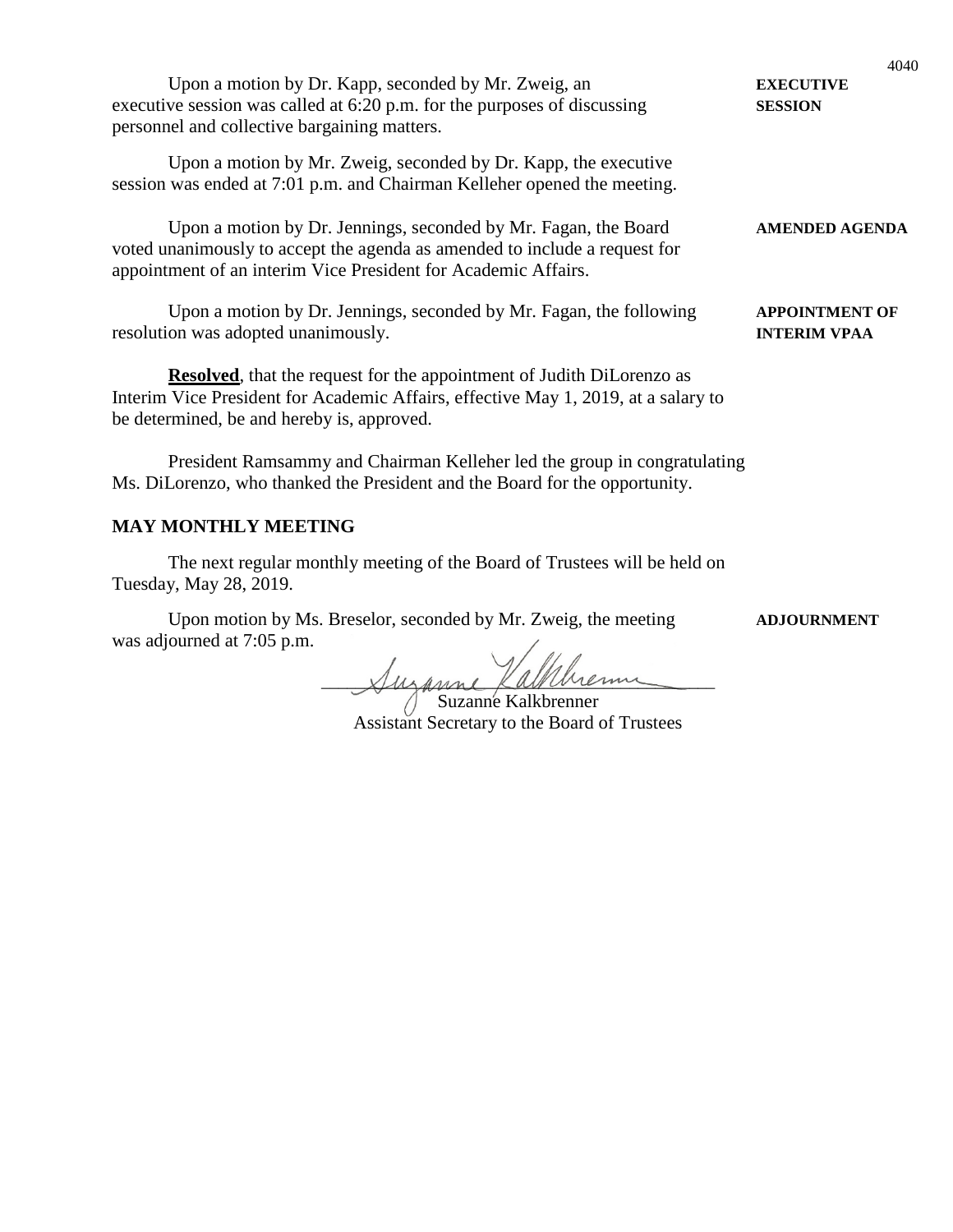Upon a motion by Dr. Kapp, seconded by Mr. Zweig, an executive session was called at 6:20 p.m. for the purposes of discussing personnel and collective bargaining matters.

**EXECUTIVE SESSION**

Upon a motion by Mr. Zweig, seconded by Dr. Kapp, the executive session was ended at 7:01 p.m. and Chairman Kelleher opened the meeting.

**AMENDED AGENDA**

Upon a motion by Dr. Jennings, seconded by Mr. Fagan, the Board voted unanimously to accept the agenda as amended to include a request for appointment of an interim Vice President for Academic Affairs.

**APPOINTMENT OF INTERIM VPAA**

Upon a motion by Dr. Jennings, seconded by Mr. Fagan, the following resolution was adopted unanimously.

**Resolved**, that the request for the appointment of Judith DiLorenzo as Interim Vice President for Academic Affairs, effective May 1, 2019, at a salary to be determined, be and hereby is, approved.

President Ramsammy and Chairman Kelleher led the group in congratulating Ms. DiLorenzo, who thanked the President and the Board for the opportunity.

## MAY MONTHLY MEETING

The next regular monthly meeting of the Board of Trustees will be held on Tuesday, May 28, 2019.

**ADJOURNMENT**

Upon motion by Ms. Breselor, seconded by Mr. Zweig, the meeting was adjourned at 7:05 p.m.

Suzanne Kalkbrenner
Assistant Secretary to the Board of Trustees